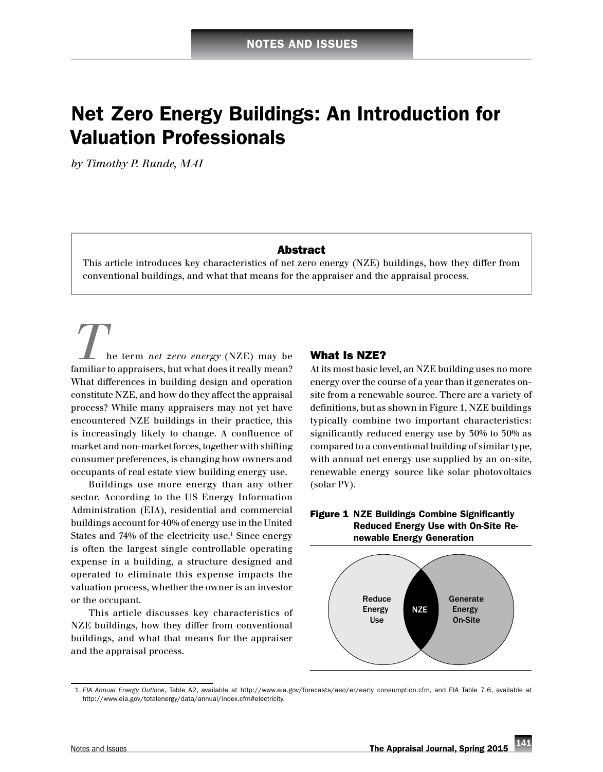NOTES AND ISSUES

# Net Zero Energy Buildings: An Introduction for Valuation Professionals

*by Timothy P. Runde, MAI*

### Abstract

This article introduces key characteristics of net zero energy (NZE) buildings, how they differ from conventional buildings, and what that means for the appraiser and the appraisal process.

The term *net zero energy* (NZE) may be familiar to appraisers, but what does it really mean? What differences in building design and operation constitute NZE, and how do they affect the appraisal process? While many appraisers may not yet have encountered NZE buildings in their practice, this is increasingly likely to change. A confluence of market and non-market forces, together with shifting consumer preferences, is changing how owners and occupants of real estate view building energy use.

Buildings use more energy than any other sector. According to the US Energy Information Administration (EIA), residential and commercial buildings account for 40% of energy use in the United States and 74% of the electricity use.[1] Since energy is often the largest single controllable operating expense in a building, a structure designed and operated to eliminate this expense impacts the valuation process, whether the owner is an investor or the occupant.

This article discusses key characteristics of NZE buildings, how they differ from conventional buildings, and what that means for the appraiser and the appraisal process.

## What Is NZE?

At its most basic level, an NZE building uses no more energy over the course of a year than it generates on-site from a renewable source. There are a variety of definitions, but as shown in Figure 1, NZE buildings typically combine two important characteristics: significantly reduced energy use by 30% to 50% as compared to a conventional building of similar type, with annual net energy use supplied by an on-site, renewable energy source like solar photovoltaics (solar PV).

**Figure 1** **NZE Buildings Combine Significantly Reduced Energy Use with On-Site Renewable Energy Generation**

Reduce Energy Use | NZE | Generate Energy On-Site

1. *EIA Annual Energy Outlook*, Table A2, available at http://www.eia.gov/forecasts/aeo/er/early_consumption.cfm, and EIA Table 7.6, available at http://www.eia.gov/totalenergy/data/annual/index.cfm#electricity.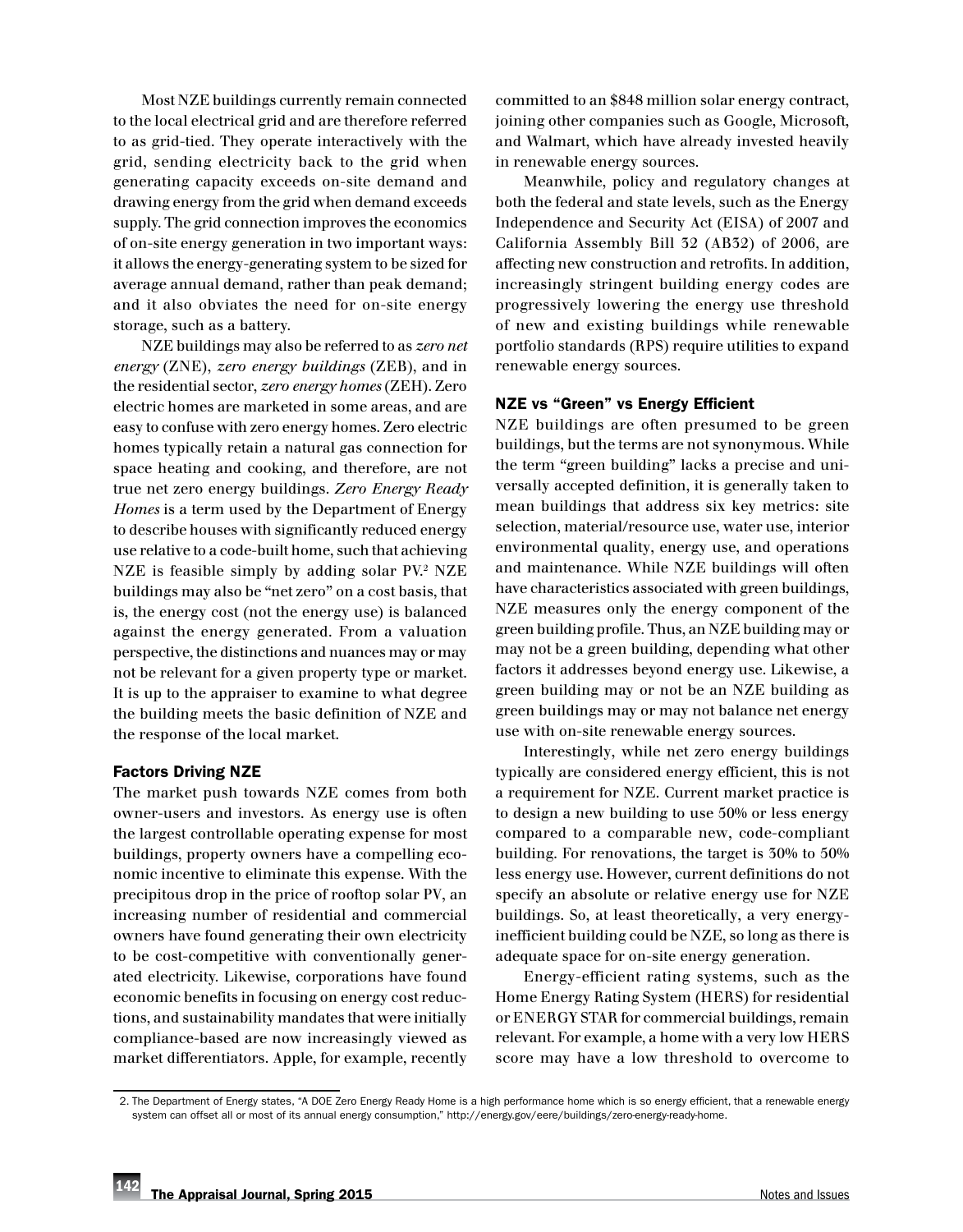Most NZE buildings currently remain connected to the local electrical grid and are therefore referred to as grid-tied. They operate interactively with the grid, sending electricity back to the grid when generating capacity exceeds on-site demand and drawing energy from the grid when demand exceeds supply. The grid connection improves the economics of on-site energy generation in two important ways: it allows the energy-generating system to be sized for average annual demand, rather than peak demand; and it also obviates the need for on-site energy storage, such as a battery.

NZE buildings may also be referred to as *zero net energy* (ZNE), *zero energy buildings* (ZEB), and in the residential sector, *zero energy homes* (ZEH). Zero electric homes are marketed in some areas, and are easy to confuse with zero energy homes. Zero electric homes typically retain a natural gas connection for space heating and cooking, and therefore, are not true net zero energy buildings. *Zero Energy Ready Homes* is a term used by the Department of Energy to describe houses with significantly reduced energy use relative to a code-built home, such that achieving NZE is feasible simply by adding solar PV.[2] NZE buildings may also be "net zero" on a cost basis, that is, the energy cost (not the energy use) is balanced against the energy generated. From a valuation perspective, the distinctions and nuances may or may not be relevant for a given property type or market. It is up to the appraiser to examine to what degree the building meets the basic definition of NZE and the response of the local market.

## Factors Driving NZE

The market push towards NZE comes from both owner-users and investors. As energy use is often the largest controllable operating expense for most buildings, property owners have a compelling economic incentive to eliminate this expense. With the precipitous drop in the price of rooftop solar PV, an increasing number of residential and commercial owners have found generating their own electricity to be cost-competitive with conventionally generated electricity. Likewise, corporations have found economic benefits in focusing on energy cost reductions, and sustainability mandates that were initially compliance-based are now increasingly viewed as market differentiators. Apple, for example, recently committed to an $848 million solar energy contract, joining other companies such as Google, Microsoft, and Walmart, which have already invested heavily in renewable energy sources.

Meanwhile, policy and regulatory changes at both the federal and state levels, such as the Energy Independence and Security Act (EISA) of 2007 and California Assembly Bill 32 (AB32) of 2006, are affecting new construction and retrofits. In addition, increasingly stringent building energy codes are progressively lowering the energy use threshold of new and existing buildings while renewable portfolio standards (RPS) require utilities to expand renewable energy sources.

## NZE vs "Green" vs Energy Efficient

NZE buildings are often presumed to be green buildings, but the terms are not synonymous. While the term "green building" lacks a precise and universally accepted definition, it is generally taken to mean buildings that address six key metrics: site selection, material/resource use, water use, interior environmental quality, energy use, and operations and maintenance. While NZE buildings will often have characteristics associated with green buildings, NZE measures only the energy component of the green building profile. Thus, an NZE building may or may not be a green building, depending what other factors it addresses beyond energy use. Likewise, a green building may or not be an NZE building as green buildings may or may not balance net energy use with on-site renewable energy sources.

Interestingly, while net zero energy buildings typically are considered energy efficient, this is not a requirement for NZE. Current market practice is to design a new building to use 50% or less energy compared to a comparable new, code-compliant building. For renovations, the target is 30% to 50% less energy use. However, current definitions do not specify an absolute or relative energy use for NZE buildings. So, at least theoretically, a very energy-inefficient building could be NZE, so long as there is adequate space for on-site energy generation.

Energy-efficient rating systems, such as the Home Energy Rating System (HERS) for residential or ENERGY STAR for commercial buildings, remain relevant. For example, a home with a very low HERS score may have a low threshold to overcome to

---

2. The Department of Energy states, "A DOE Zero Energy Ready Home is a high performance home which is so energy efficient, that a renewable energy system can offset all or most of its annual energy consumption," http://energy.gov/eere/buildings/zero-energy-ready-home.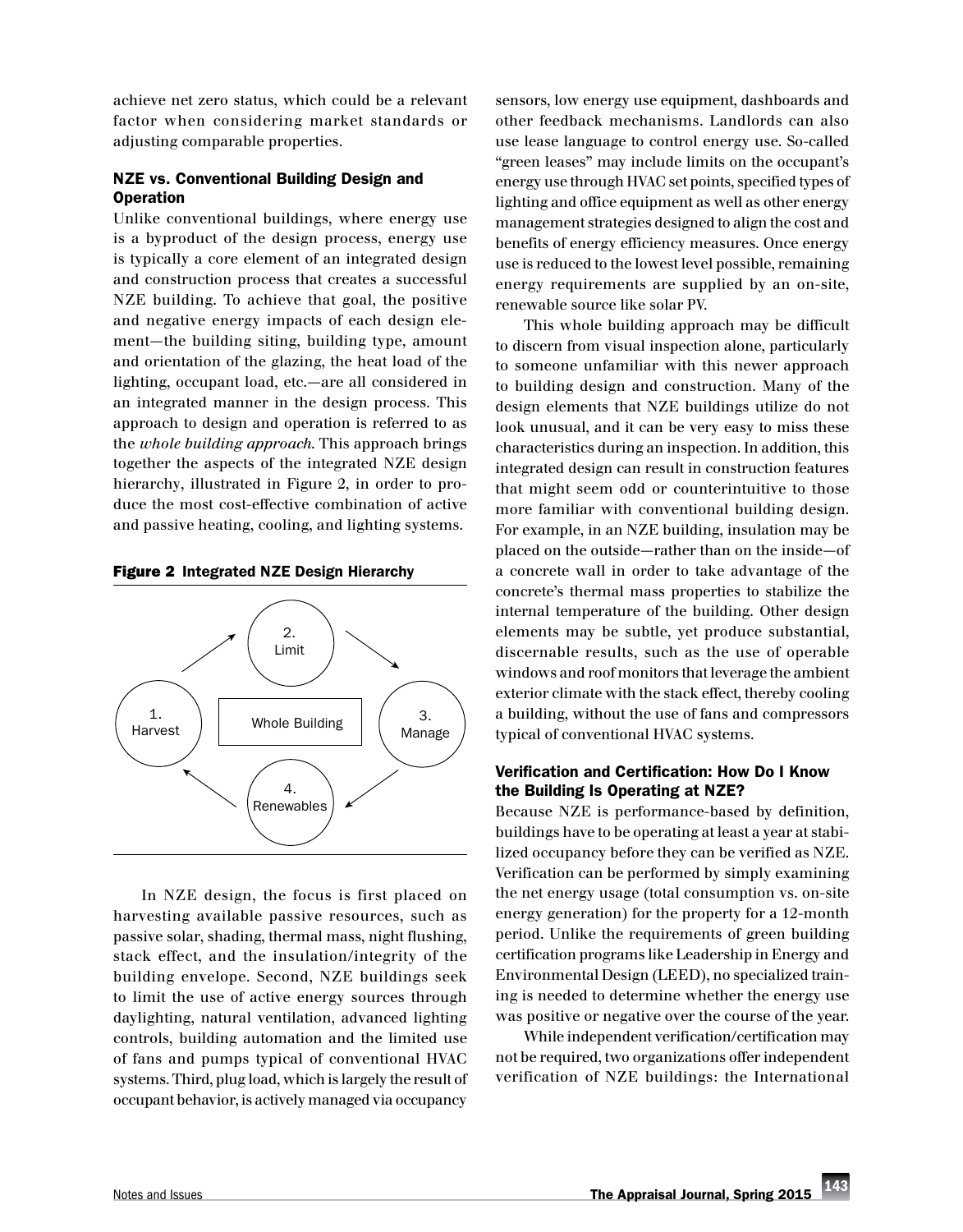achieve net zero status, which could be a relevant factor when considering market standards or adjusting comparable properties.

### NZE vs. Conventional Building Design and Operation

Unlike conventional buildings, where energy use is a byproduct of the design process, energy use is typically a core element of an integrated design and construction process that creates a successful NZE building. To achieve that goal, the positive and negative energy impacts of each design element—the building siting, building type, amount and orientation of the glazing, the heat load of the lighting, occupant load, etc.—are all considered in an integrated manner in the design process. This approach to design and operation is referred to as the *whole building approach*. This approach brings together the aspects of the integrated NZE design hierarchy, illustrated in Figure 2, in order to produce the most cost-effective combination of active and passive heating, cooling, and lighting systems.

**Figure 2 Integrated NZE Design Hierarchy**

1. Harvest → 2. Limit → 3. Manage → 4. Renewables → (back to 1. Harvest), surrounding "Whole Building"

In NZE design, the focus is first placed on harvesting available passive resources, such as passive solar, shading, thermal mass, night flushing, stack effect, and the insulation/integrity of the building envelope. Second, NZE buildings seek to limit the use of active energy sources through daylighting, natural ventilation, advanced lighting controls, building automation and the limited use of fans and pumps typical of conventional HVAC systems. Third, plug load, which is largely the result of occupant behavior, is actively managed via occupancy sensors, low energy use equipment, dashboards and other feedback mechanisms. Landlords can also use lease language to control energy use. So-called "green leases" may include limits on the occupant's energy use through HVAC set points, specified types of lighting and office equipment as well as other energy management strategies designed to align the cost and benefits of energy efficiency measures. Once energy use is reduced to the lowest level possible, remaining energy requirements are supplied by an on-site, renewable source like solar PV.

This whole building approach may be difficult to discern from visual inspection alone, particularly to someone unfamiliar with this newer approach to building design and construction. Many of the design elements that NZE buildings utilize do not look unusual, and it can be very easy to miss these characteristics during an inspection. In addition, this integrated design can result in construction features that might seem odd or counterintuitive to those more familiar with conventional building design. For example, in an NZE building, insulation may be placed on the outside—rather than on the inside—of a concrete wall in order to take advantage of the concrete's thermal mass properties to stabilize the internal temperature of the building. Other design elements may be subtle, yet produce substantial, discernable results, such as the use of operable windows and roof monitors that leverage the ambient exterior climate with the stack effect, thereby cooling a building, without the use of fans and compressors typical of conventional HVAC systems.

### Verification and Certification: How Do I Know the Building Is Operating at NZE?

Because NZE is performance-based by definition, buildings have to be operating at least a year at stabilized occupancy before they can be verified as NZE. Verification can be performed by simply examining the net energy usage (total consumption vs. on-site energy generation) for the property for a 12-month period. Unlike the requirements of green building certification programs like Leadership in Energy and Environmental Design (LEED), no specialized training is needed to determine whether the energy use was positive or negative over the course of the year.

While independent verification/certification may not be required, two organizations offer independent verification of NZE buildings: the International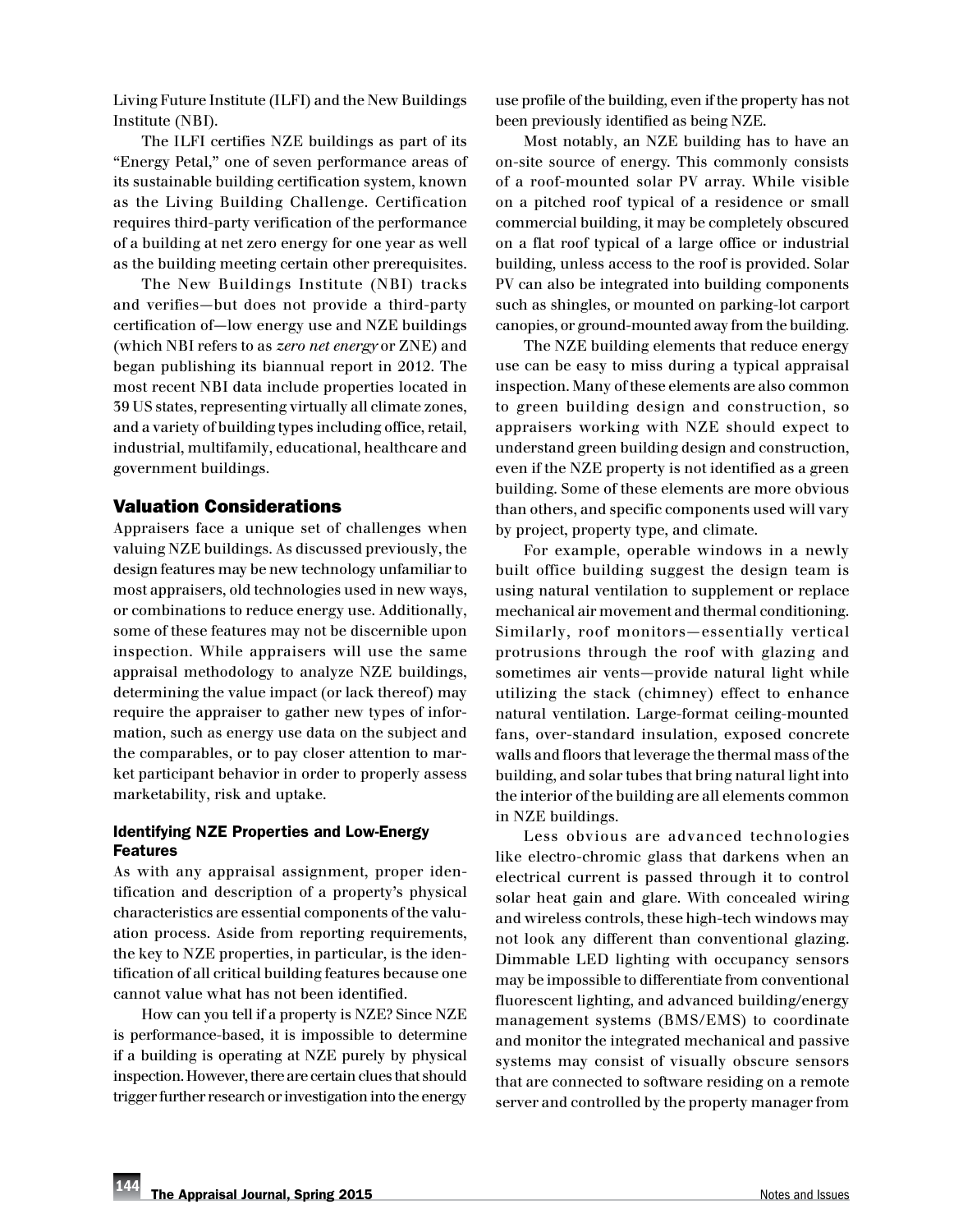Living Future Institute (ILFI) and the New Buildings Institute (NBI).

The ILFI certifies NZE buildings as part of its "Energy Petal," one of seven performance areas of its sustainable building certification system, known as the Living Building Challenge. Certification requires third-party verification of the performance of a building at net zero energy for one year as well as the building meeting certain other prerequisites.

The New Buildings Institute (NBI) tracks and verifies—but does not provide a third-party certification of—low energy use and NZE buildings (which NBI refers to as *zero net energy* or ZNE) and began publishing its biannual report in 2012. The most recent NBI data include properties located in 39 US states, representing virtually all climate zones, and a variety of building types including office, retail, industrial, multifamily, educational, healthcare and government buildings.

## Valuation Considerations

Appraisers face a unique set of challenges when valuing NZE buildings. As discussed previously, the design features may be new technology unfamiliar to most appraisers, old technologies used in new ways, or combinations to reduce energy use. Additionally, some of these features may not be discernible upon inspection. While appraisers will use the same appraisal methodology to analyze NZE buildings, determining the value impact (or lack thereof) may require the appraiser to gather new types of information, such as energy use data on the subject and the comparables, or to pay closer attention to market participant behavior in order to properly assess marketability, risk and uptake.

### Identifying NZE Properties and Low-Energy Features

As with any appraisal assignment, proper identification and description of a property's physical characteristics are essential components of the valuation process. Aside from reporting requirements, the key to NZE properties, in particular, is the identification of all critical building features because one cannot value what has not been identified.

How can you tell if a property is NZE? Since NZE is performance-based, it is impossible to determine if a building is operating at NZE purely by physical inspection. However, there are certain clues that should trigger further research or investigation into the energy use profile of the building, even if the property has not been previously identified as being NZE.

Most notably, an NZE building has to have an on-site source of energy. This commonly consists of a roof-mounted solar PV array. While visible on a pitched roof typical of a residence or small commercial building, it may be completely obscured on a flat roof typical of a large office or industrial building, unless access to the roof is provided. Solar PV can also be integrated into building components such as shingles, or mounted on parking-lot carport canopies, or ground-mounted away from the building.

The NZE building elements that reduce energy use can be easy to miss during a typical appraisal inspection. Many of these elements are also common to green building design and construction, so appraisers working with NZE should expect to understand green building design and construction, even if the NZE property is not identified as a green building. Some of these elements are more obvious than others, and specific components used will vary by project, property type, and climate.

For example, operable windows in a newly built office building suggest the design team is using natural ventilation to supplement or replace mechanical air movement and thermal conditioning. Similarly, roof monitors—essentially vertical protrusions through the roof with glazing and sometimes air vents—provide natural light while utilizing the stack (chimney) effect to enhance natural ventilation. Large-format ceiling-mounted fans, over-standard insulation, exposed concrete walls and floors that leverage the thermal mass of the building, and solar tubes that bring natural light into the interior of the building are all elements common in NZE buildings.

Less obvious are advanced technologies like electro-chromic glass that darkens when an electrical current is passed through it to control solar heat gain and glare. With concealed wiring and wireless controls, these high-tech windows may not look any different than conventional glazing. Dimmable LED lighting with occupancy sensors may be impossible to differentiate from conventional fluorescent lighting, and advanced building/energy management systems (BMS/EMS) to coordinate and monitor the integrated mechanical and passive systems may consist of visually obscure sensors that are connected to software residing on a remote server and controlled by the property manager from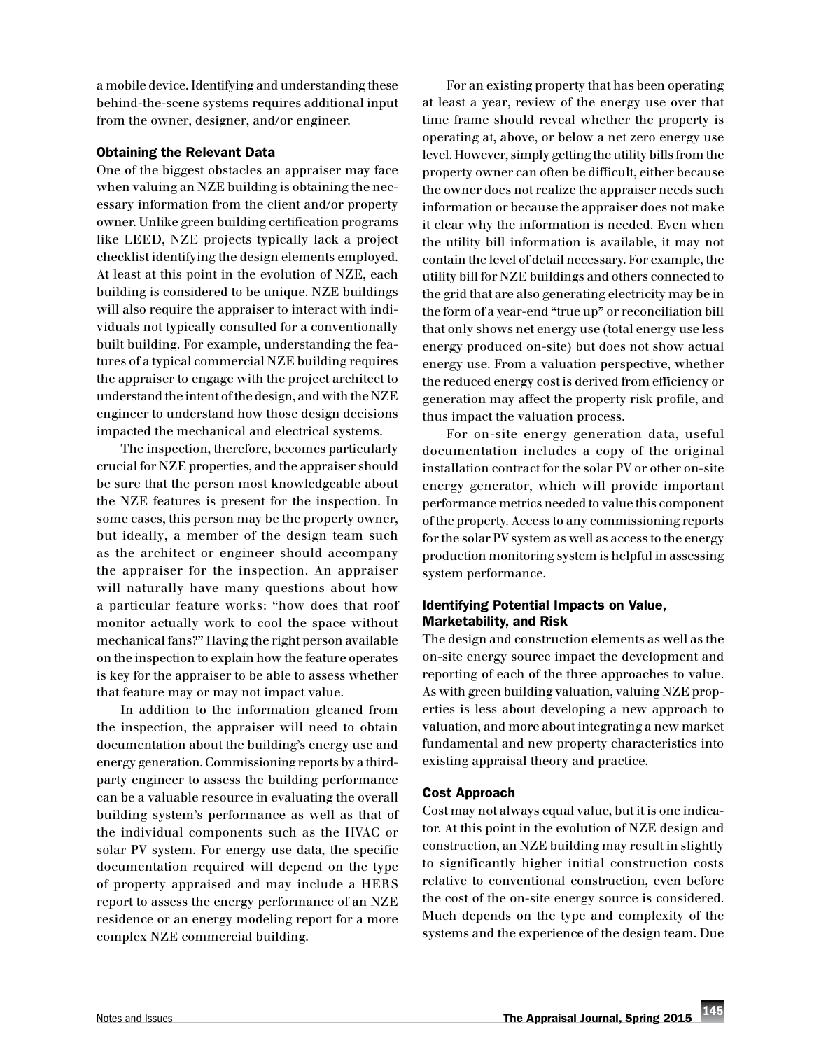a mobile device. Identifying and understanding these behind-the-scene systems requires additional input from the owner, designer, and/or engineer.

### Obtaining the Relevant Data

One of the biggest obstacles an appraiser may face when valuing an NZE building is obtaining the necessary information from the client and/or property owner. Unlike green building certification programs like LEED, NZE projects typically lack a project checklist identifying the design elements employed. At least at this point in the evolution of NZE, each building is considered to be unique. NZE buildings will also require the appraiser to interact with individuals not typically consulted for a conventionally built building. For example, understanding the features of a typical commercial NZE building requires the appraiser to engage with the project architect to understand the intent of the design, and with the NZE engineer to understand how those design decisions impacted the mechanical and electrical systems.

The inspection, therefore, becomes particularly crucial for NZE properties, and the appraiser should be sure that the person most knowledgeable about the NZE features is present for the inspection. In some cases, this person may be the property owner, but ideally, a member of the design team such as the architect or engineer should accompany the appraiser for the inspection. An appraiser will naturally have many questions about how a particular feature works: "how does that roof monitor actually work to cool the space without mechanical fans?" Having the right person available on the inspection to explain how the feature operates is key for the appraiser to be able to assess whether that feature may or may not impact value.

In addition to the information gleaned from the inspection, the appraiser will need to obtain documentation about the building's energy use and energy generation. Commissioning reports by a third-party engineer to assess the building performance can be a valuable resource in evaluating the overall building system's performance as well as that of the individual components such as the HVAC or solar PV system. For energy use data, the specific documentation required will depend on the type of property appraised and may include a HERS report to assess the energy performance of an NZE residence or an energy modeling report for a more complex NZE commercial building.

For an existing property that has been operating at least a year, review of the energy use over that time frame should reveal whether the property is operating at, above, or below a net zero energy use level. However, simply getting the utility bills from the property owner can often be difficult, either because the owner does not realize the appraiser needs such information or because the appraiser does not make it clear why the information is needed. Even when the utility bill information is available, it may not contain the level of detail necessary. For example, the utility bill for NZE buildings and others connected to the grid that are also generating electricity may be in the form of a year-end "true up" or reconciliation bill that only shows net energy use (total energy use less energy produced on-site) but does not show actual energy use. From a valuation perspective, whether the reduced energy cost is derived from efficiency or generation may affect the property risk profile, and thus impact the valuation process.

For on-site energy generation data, useful documentation includes a copy of the original installation contract for the solar PV or other on-site energy generator, which will provide important performance metrics needed to value this component of the property. Access to any commissioning reports for the solar PV system as well as access to the energy production monitoring system is helpful in assessing system performance.

### Identifying Potential Impacts on Value, Marketability, and Risk

The design and construction elements as well as the on-site energy source impact the development and reporting of each of the three approaches to value. As with green building valuation, valuing NZE properties is less about developing a new approach to valuation, and more about integrating a new market fundamental and new property characteristics into existing appraisal theory and practice.

### Cost Approach

Cost may not always equal value, but it is one indicator. At this point in the evolution of NZE design and construction, an NZE building may result in slightly to significantly higher initial construction costs relative to conventional construction, even before the cost of the on-site energy source is considered. Much depends on the type and complexity of the systems and the experience of the design team. Due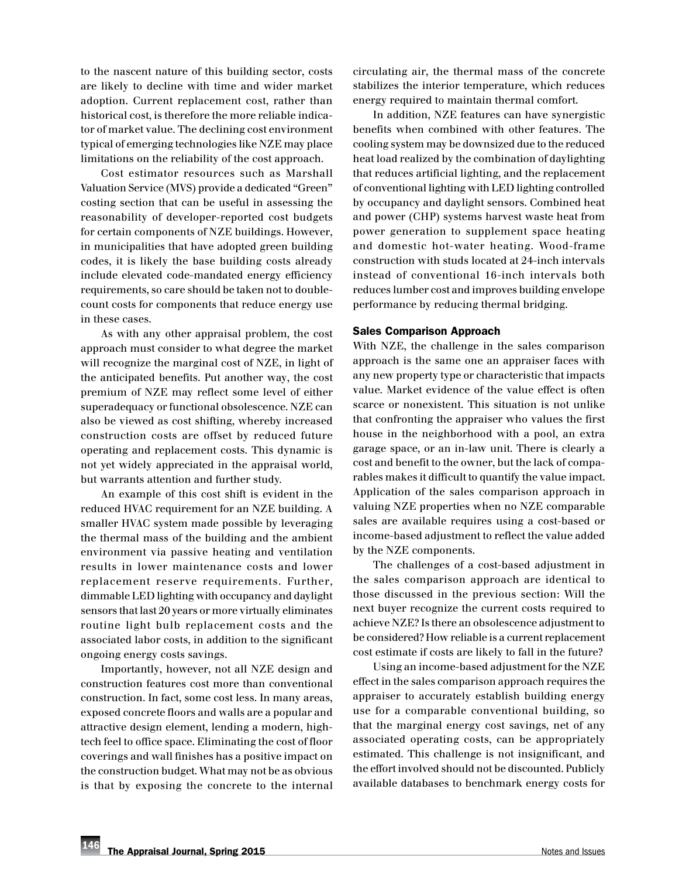to the nascent nature of this building sector, costs are likely to decline with time and wider market adoption. Current replacement cost, rather than historical cost, is therefore the more reliable indicator of market value. The declining cost environment typical of emerging technologies like NZE may place limitations on the reliability of the cost approach.

Cost estimator resources such as Marshall Valuation Service (MVS) provide a dedicated "Green" costing section that can be useful in assessing the reasonability of developer-reported cost budgets for certain components of NZE buildings. However, in municipalities that have adopted green building codes, it is likely the base building costs already include elevated code-mandated energy efficiency requirements, so care should be taken not to double-count costs for components that reduce energy use in these cases.

As with any other appraisal problem, the cost approach must consider to what degree the market will recognize the marginal cost of NZE, in light of the anticipated benefits. Put another way, the cost premium of NZE may reflect some level of either superadequacy or functional obsolescence. NZE can also be viewed as cost shifting, whereby increased construction costs are offset by reduced future operating and replacement costs. This dynamic is not yet widely appreciated in the appraisal world, but warrants attention and further study.

An example of this cost shift is evident in the reduced HVAC requirement for an NZE building. A smaller HVAC system made possible by leveraging the thermal mass of the building and the ambient environment via passive heating and ventilation results in lower maintenance costs and lower replacement reserve requirements. Further, dimmable LED lighting with occupancy and daylight sensors that last 20 years or more virtually eliminates routine light bulb replacement costs and the associated labor costs, in addition to the significant ongoing energy costs savings.

Importantly, however, not all NZE design and construction features cost more than conventional construction. In fact, some cost less. In many areas, exposed concrete floors and walls are a popular and attractive design element, lending a modern, high-tech feel to office space. Eliminating the cost of floor coverings and wall finishes has a positive impact on the construction budget. What may not be as obvious is that by exposing the concrete to the internal circulating air, the thermal mass of the concrete stabilizes the interior temperature, which reduces energy required to maintain thermal comfort.

In addition, NZE features can have synergistic benefits when combined with other features. The cooling system may be downsized due to the reduced heat load realized by the combination of daylighting that reduces artificial lighting, and the replacement of conventional lighting with LED lighting controlled by occupancy and daylight sensors. Combined heat and power (CHP) systems harvest waste heat from power generation to supplement space heating and domestic hot-water heating. Wood-frame construction with studs located at 24-inch intervals instead of conventional 16-inch intervals both reduces lumber cost and improves building envelope performance by reducing thermal bridging.

### Sales Comparison Approach

With NZE, the challenge in the sales comparison approach is the same one an appraiser faces with any new property type or characteristic that impacts value. Market evidence of the value effect is often scarce or nonexistent. This situation is not unlike that confronting the appraiser who values the first house in the neighborhood with a pool, an extra garage space, or an in-law unit. There is clearly a cost and benefit to the owner, but the lack of comparables makes it difficult to quantify the value impact. Application of the sales comparison approach in valuing NZE properties when no NZE comparable sales are available requires using a cost-based or income-based adjustment to reflect the value added by the NZE components.

The challenges of a cost-based adjustment in the sales comparison approach are identical to those discussed in the previous section: Will the next buyer recognize the current costs required to achieve NZE? Is there an obsolescence adjustment to be considered? How reliable is a current replacement cost estimate if costs are likely to fall in the future?

Using an income-based adjustment for the NZE effect in the sales comparison approach requires the appraiser to accurately establish building energy use for a comparable conventional building, so that the marginal energy cost savings, net of any associated operating costs, can be appropriately estimated. This challenge is not insignificant, and the effort involved should not be discounted. Publicly available databases to benchmark energy costs for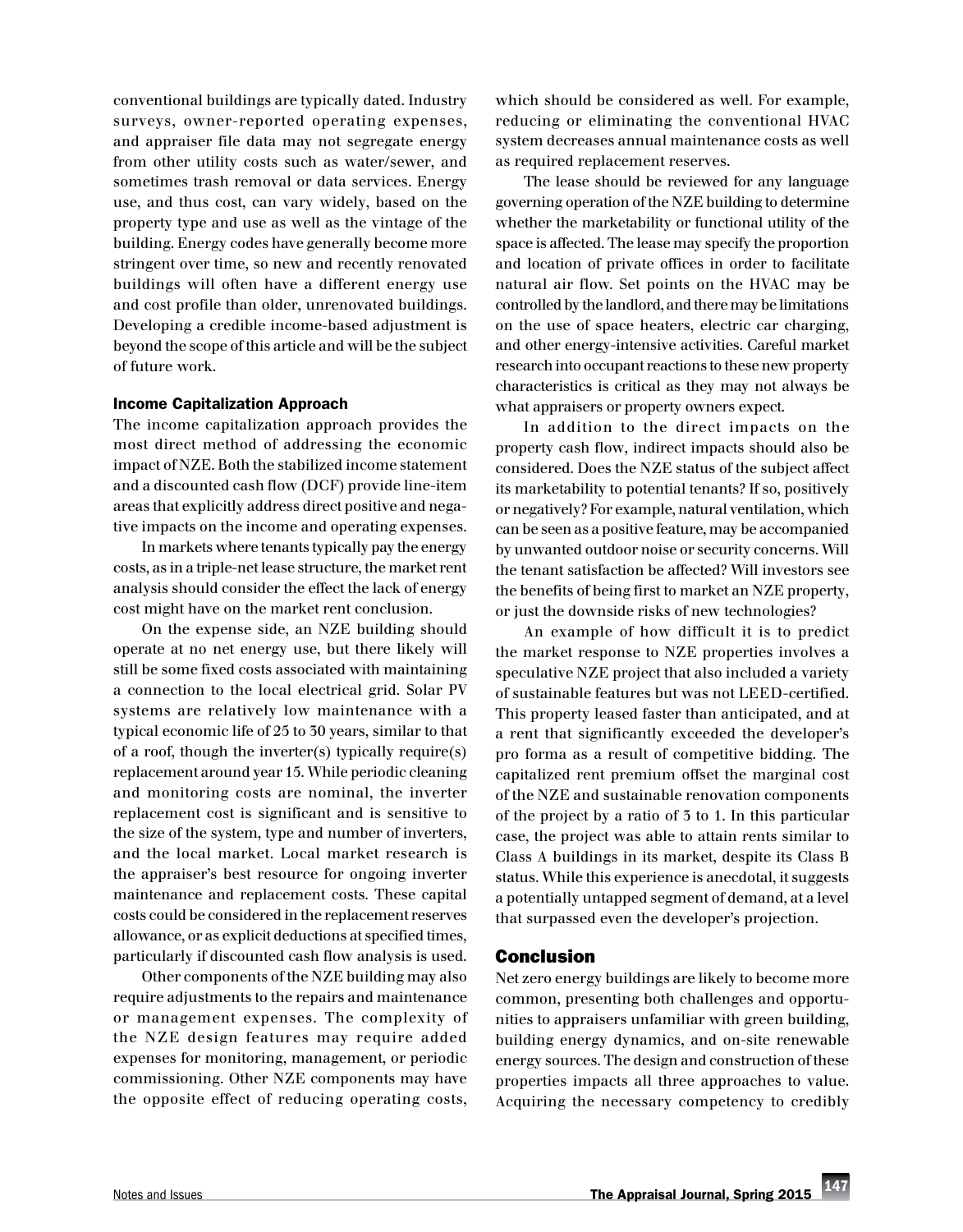conventional buildings are typically dated. Industry surveys, owner-reported operating expenses, and appraiser file data may not segregate energy from other utility costs such as water/sewer, and sometimes trash removal or data services. Energy use, and thus cost, can vary widely, based on the property type and use as well as the vintage of the building. Energy codes have generally become more stringent over time, so new and recently renovated buildings will often have a different energy use and cost profile than older, unrenovated buildings. Developing a credible income-based adjustment is beyond the scope of this article and will be the subject of future work.

### Income Capitalization Approach

The income capitalization approach provides the most direct method of addressing the economic impact of NZE. Both the stabilized income statement and a discounted cash flow (DCF) provide line-item areas that explicitly address direct positive and negative impacts on the income and operating expenses.

In markets where tenants typically pay the energy costs, as in a triple-net lease structure, the market rent analysis should consider the effect the lack of energy cost might have on the market rent conclusion.

On the expense side, an NZE building should operate at no net energy use, but there likely will still be some fixed costs associated with maintaining a connection to the local electrical grid. Solar PV systems are relatively low maintenance with a typical economic life of 25 to 30 years, similar to that of a roof, though the inverter(s) typically require(s) replacement around year 15. While periodic cleaning and monitoring costs are nominal, the inverter replacement cost is significant and is sensitive to the size of the system, type and number of inverters, and the local market. Local market research is the appraiser's best resource for ongoing inverter maintenance and replacement costs. These capital costs could be considered in the replacement reserves allowance, or as explicit deductions at specified times, particularly if discounted cash flow analysis is used.

Other components of the NZE building may also require adjustments to the repairs and maintenance or management expenses. The complexity of the NZE design features may require added expenses for monitoring, management, or periodic commissioning. Other NZE components may have the opposite effect of reducing operating costs, which should be considered as well. For example, reducing or eliminating the conventional HVAC system decreases annual maintenance costs as well as required replacement reserves.

The lease should be reviewed for any language governing operation of the NZE building to determine whether the marketability or functional utility of the space is affected. The lease may specify the proportion and location of private offices in order to facilitate natural air flow. Set points on the HVAC may be controlled by the landlord, and there may be limitations on the use of space heaters, electric car charging, and other energy-intensive activities. Careful market research into occupant reactions to these new property characteristics is critical as they may not always be what appraisers or property owners expect.

In addition to the direct impacts on the property cash flow, indirect impacts should also be considered. Does the NZE status of the subject affect its marketability to potential tenants? If so, positively or negatively? For example, natural ventilation, which can be seen as a positive feature, may be accompanied by unwanted outdoor noise or security concerns. Will the tenant satisfaction be affected? Will investors see the benefits of being first to market an NZE property, or just the downside risks of new technologies?

An example of how difficult it is to predict the market response to NZE properties involves a speculative NZE project that also included a variety of sustainable features but was not LEED-certified. This property leased faster than anticipated, and at a rent that significantly exceeded the developer's pro forma as a result of competitive bidding. The capitalized rent premium offset the marginal cost of the NZE and sustainable renovation components of the project by a ratio of 3 to 1. In this particular case, the project was able to attain rents similar to Class A buildings in its market, despite its Class B status. While this experience is anecdotal, it suggests a potentially untapped segment of demand, at a level that surpassed even the developer's projection.

## Conclusion

Net zero energy buildings are likely to become more common, presenting both challenges and opportunities to appraisers unfamiliar with green building, building energy dynamics, and on-site renewable energy sources. The design and construction of these properties impacts all three approaches to value. Acquiring the necessary competency to credibly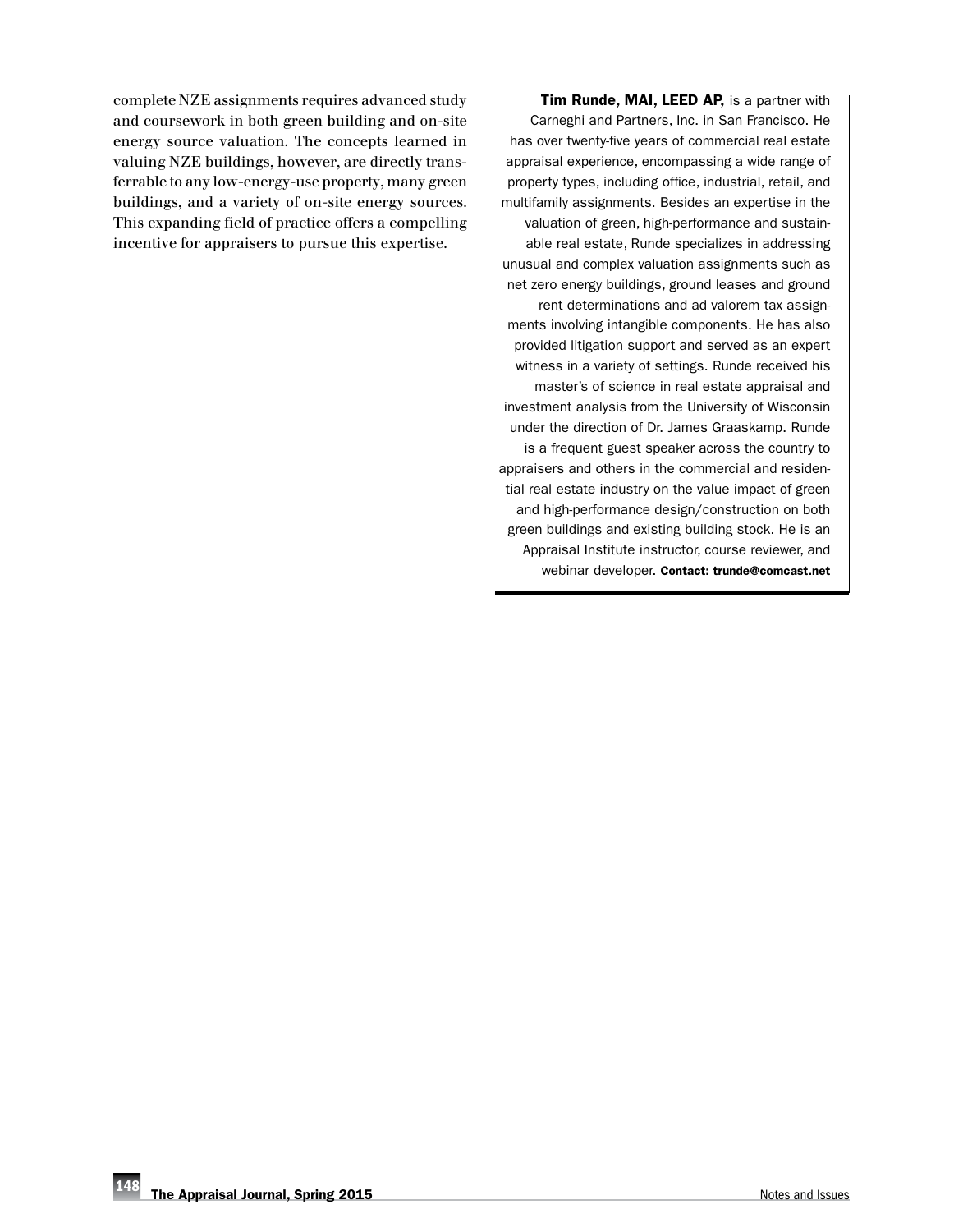complete NZE assignments requires advanced study and coursework in both green building and on-site energy source valuation. The concepts learned in valuing NZE buildings, however, are directly transferrable to any low-energy-use property, many green buildings, and a variety of on-site energy sources. This expanding field of practice offers a compelling incentive for appraisers to pursue this expertise.

**Tim Runde, MAI, LEED AP,** is a partner with Carneghi and Partners, Inc. in San Francisco. He has over twenty-five years of commercial real estate appraisal experience, encompassing a wide range of property types, including office, industrial, retail, and multifamily assignments. Besides an expertise in the valuation of green, high-performance and sustainable real estate, Runde specializes in addressing unusual and complex valuation assignments such as net zero energy buildings, ground leases and ground rent determinations and ad valorem tax assignments involving intangible components. He has also provided litigation support and served as an expert witness in a variety of settings. Runde received his master's of science in real estate appraisal and investment analysis from the University of Wisconsin under the direction of Dr. James Graaskamp. Runde is a frequent guest speaker across the country to appraisers and others in the commercial and residential real estate industry on the value impact of green and high-performance design/construction on both green buildings and existing building stock. He is an Appraisal Institute instructor, course reviewer, and webinar developer. **Contact: trunde@comcast.net**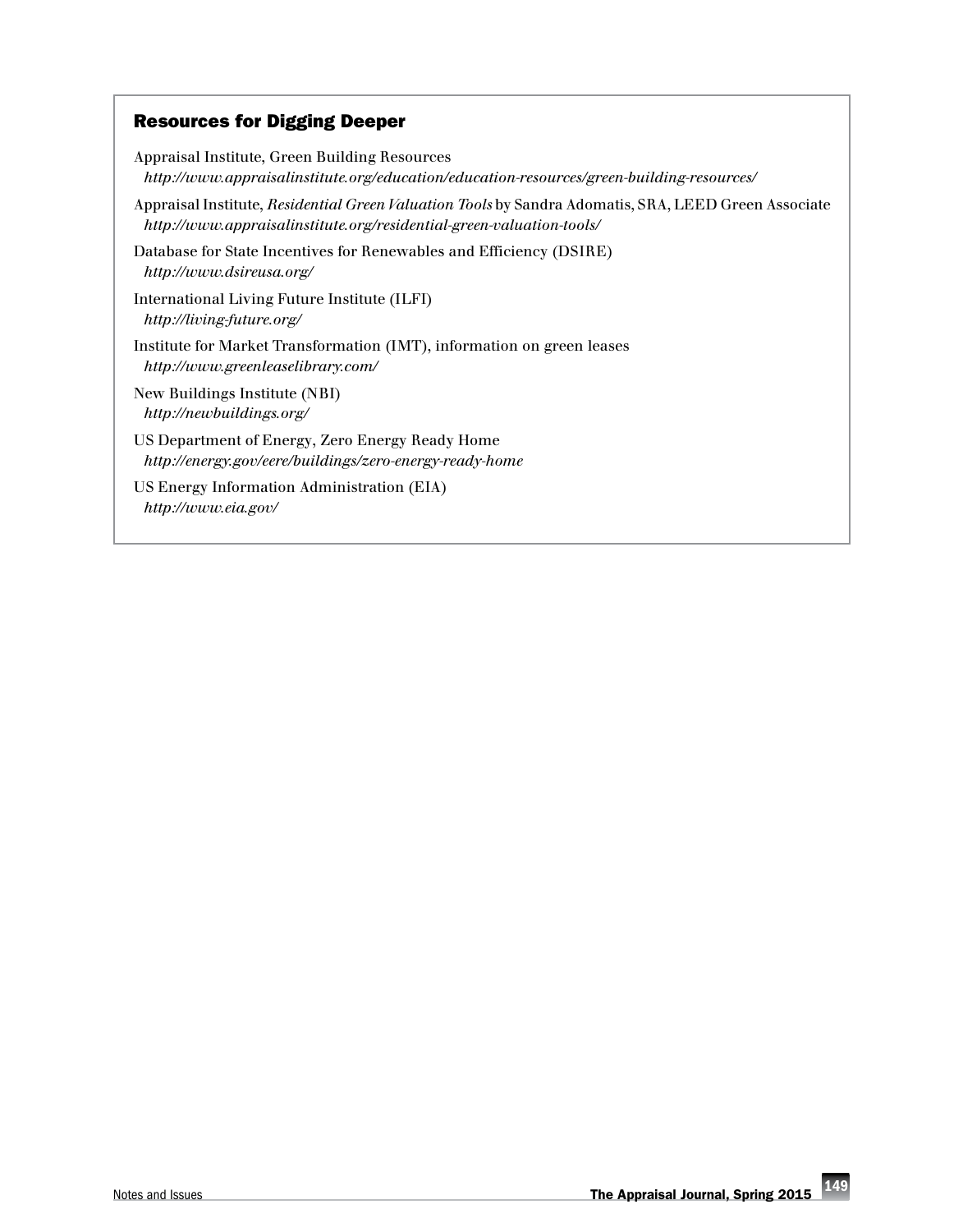### Resources for Digging Deeper

Appraisal Institute, Green Building Resources
*http://www.appraisalinstitute.org/education/education-resources/green-building-resources/*

Appraisal Institute, *Residential Green Valuation Tools* by Sandra Adomatis, SRA, LEED Green Associate
*http://www.appraisalinstitute.org/residential-green-valuation-tools/*

Database for State Incentives for Renewables and Efficiency (DSIRE)
*http://www.dsireusa.org/*

International Living Future Institute (ILFI)
*http://living-future.org/*

Institute for Market Transformation (IMT), information on green leases
*http://www.greenleaselibrary.com/*

New Buildings Institute (NBI)
*http://newbuildings.org/*

US Department of Energy, Zero Energy Ready Home
*http://energy.gov/eere/buildings/zero-energy-ready-home*

US Energy Information Administration (EIA)
*http://www.eia.gov/*